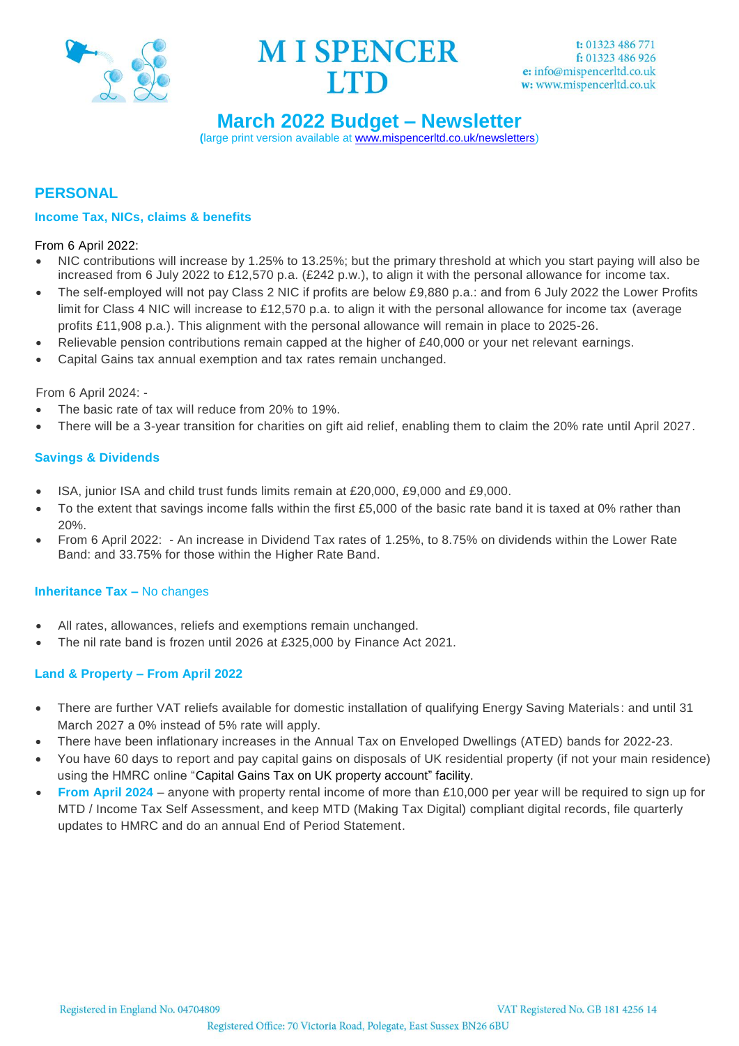# M I SPENCER LTD

t: 01323 486 771
f: 01323 486 926
e: info@mispencerltd.co.uk
w: www.mispencerltd.co.uk

## March 2022 Budget – Newsletter

(large print version available at www.mispencerltd.co.uk/newsletters)

## PERSONAL

### Income Tax, NICs, claims & benefits

From 6 April 2022:

- NIC contributions will increase by 1.25% to 13.25%; but the primary threshold at which you start paying will also be increased from 6 July 2022 to £12,570 p.a. (£242 p.w.), to align it with the personal allowance for income tax.
- The self-employed will not pay Class 2 NIC if profits are below £9,880 p.a.: and from 6 July 2022 the Lower Profits limit for Class 4 NIC will increase to £12,570 p.a. to align it with the personal allowance for income tax (average profits £11,908 p.a.). This alignment with the personal allowance will remain in place to 2025-26.
- Relievable pension contributions remain capped at the higher of £40,000 or your net relevant earnings.
- Capital Gains tax annual exemption and tax rates remain unchanged.

From 6 April 2024: -

- The basic rate of tax will reduce from 20% to 19%.
- There will be a 3-year transition for charities on gift aid relief, enabling them to claim the 20% rate until April 2027.

### Savings & Dividends

- ISA, junior ISA and child trust funds limits remain at £20,000, £9,000 and £9,000.
- To the extent that savings income falls within the first £5,000 of the basic rate band it is taxed at 0% rather than 20%.
- From 6 April 2022: - An increase in Dividend Tax rates of 1.25%, to 8.75% on dividends within the Lower Rate Band: and 33.75% for those within the Higher Rate Band.

### Inheritance Tax – No changes

- All rates, allowances, reliefs and exemptions remain unchanged.
- The nil rate band is frozen until 2026 at £325,000 by Finance Act 2021.

### Land & Property – From April 2022

- There are further VAT reliefs available for domestic installation of qualifying Energy Saving Materials: and until 31 March 2027 a 0% instead of 5% rate will apply.
- There have been inflationary increases in the Annual Tax on Enveloped Dwellings (ATED) bands for 2022-23.
- You have 60 days to report and pay capital gains on disposals of UK residential property (if not your main residence) using the HMRC online "Capital Gains Tax on UK property account" facility.
- **From April 2024** – anyone with property rental income of more than £10,000 per year will be required to sign up for MTD / Income Tax Self Assessment, and keep MTD (Making Tax Digital) compliant digital records, file quarterly updates to HMRC and do an annual End of Period Statement.

Registered in England No. 04704809 VAT Registered No. GB 181 4256 14
Registered Office: 70 Victoria Road, Polegate, East Sussex BN26 6BU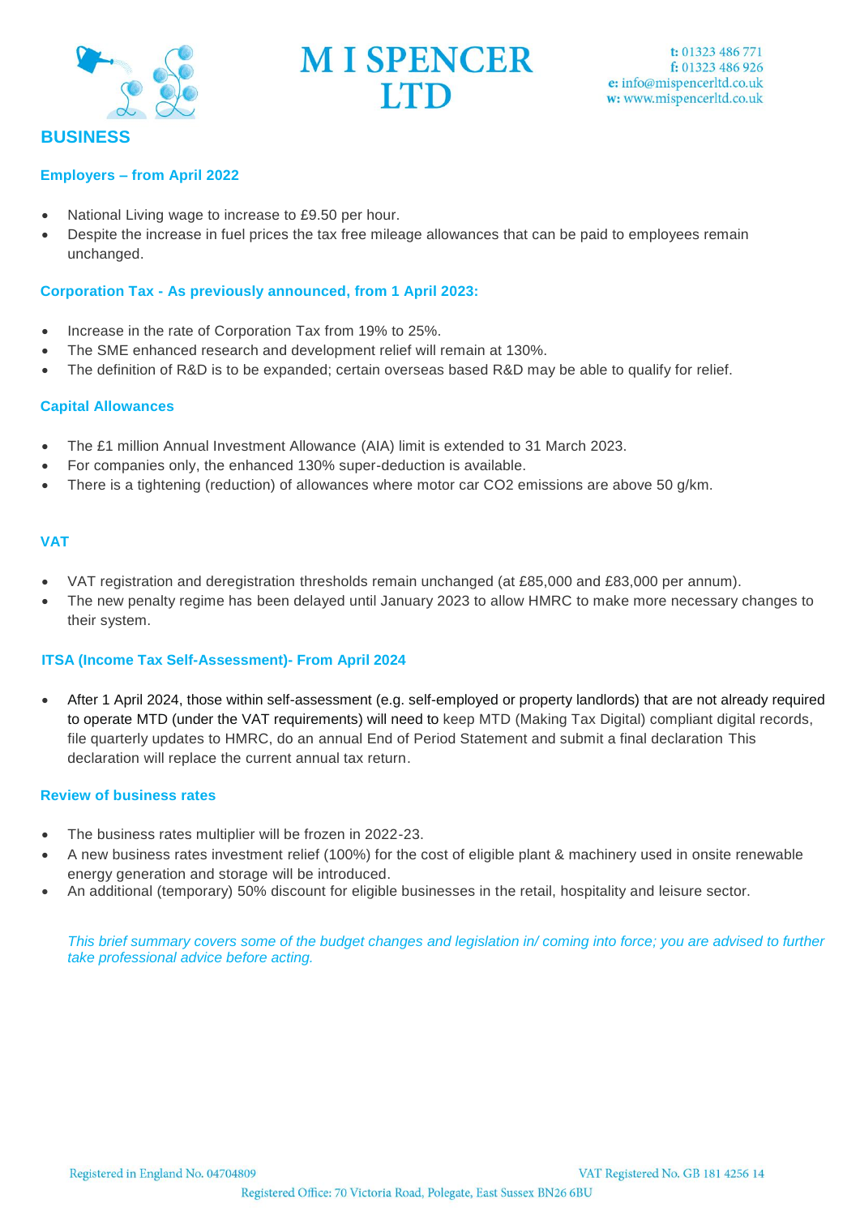# M I SPENCER LTD

## BUSINESS

### Employers – from April 2022

- National Living wage to increase to £9.50 per hour.
- Despite the increase in fuel prices the tax free mileage allowances that can be paid to employees remain unchanged.

### Corporation Tax - As previously announced, from 1 April 2023:

- Increase in the rate of Corporation Tax from 19% to 25%.
- The SME enhanced research and development relief will remain at 130%.
- The definition of R&D is to be expanded; certain overseas based R&D may be able to qualify for relief.

### Capital Allowances

- The £1 million Annual Investment Allowance (AIA) limit is extended to 31 March 2023.
- For companies only, the enhanced 130% super-deduction is available.
- There is a tightening (reduction) of allowances where motor car $CO_2$ emissions are above 50 g/km.

### VAT

- VAT registration and deregistration thresholds remain unchanged (at £85,000 and £83,000 per annum).
- The new penalty regime has been delayed until January 2023 to allow HMRC to make more necessary changes to their system.

### ITSA (Income Tax Self-Assessment)- From April 2024

- After 1 April 2024, those within self-assessment (e.g. self-employed or property landlords) that are not already required to operate MTD (under the VAT requirements) will need to keep MTD (Making Tax Digital) compliant digital records, file quarterly updates to HMRC, do an annual End of Period Statement and submit a final declaration This declaration will replace the current annual tax return.

### Review of business rates

- The business rates multiplier will be frozen in 2022-23.
- A new business rates investment relief (100%) for the cost of eligible plant & machinery used in onsite renewable energy generation and storage will be introduced.
- An additional (temporary) 50% discount for eligible businesses in the retail, hospitality and leisure sector.

*This brief summary covers some of the budget changes and legislation in/ coming into force; you are advised to further take professional advice before acting.*